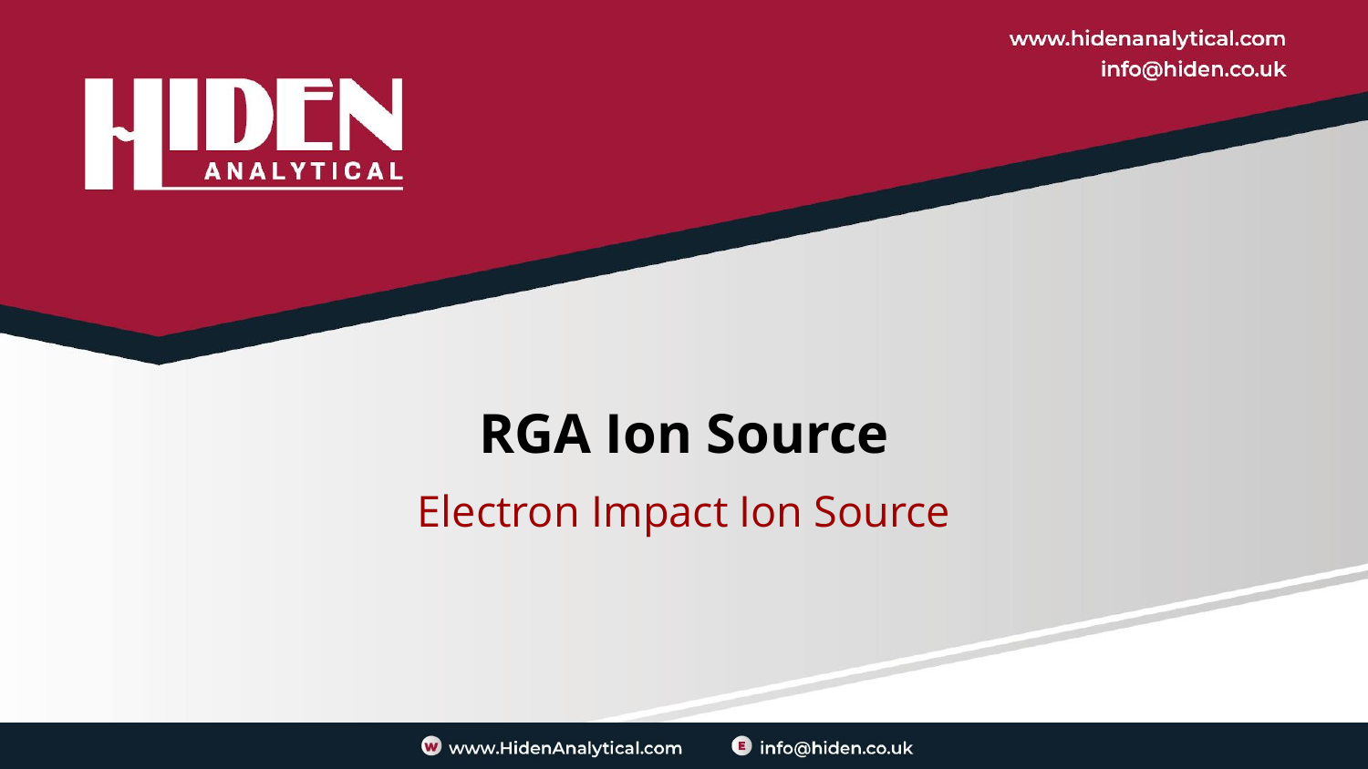# RGA Ion Source

## Electron Impact Ion Source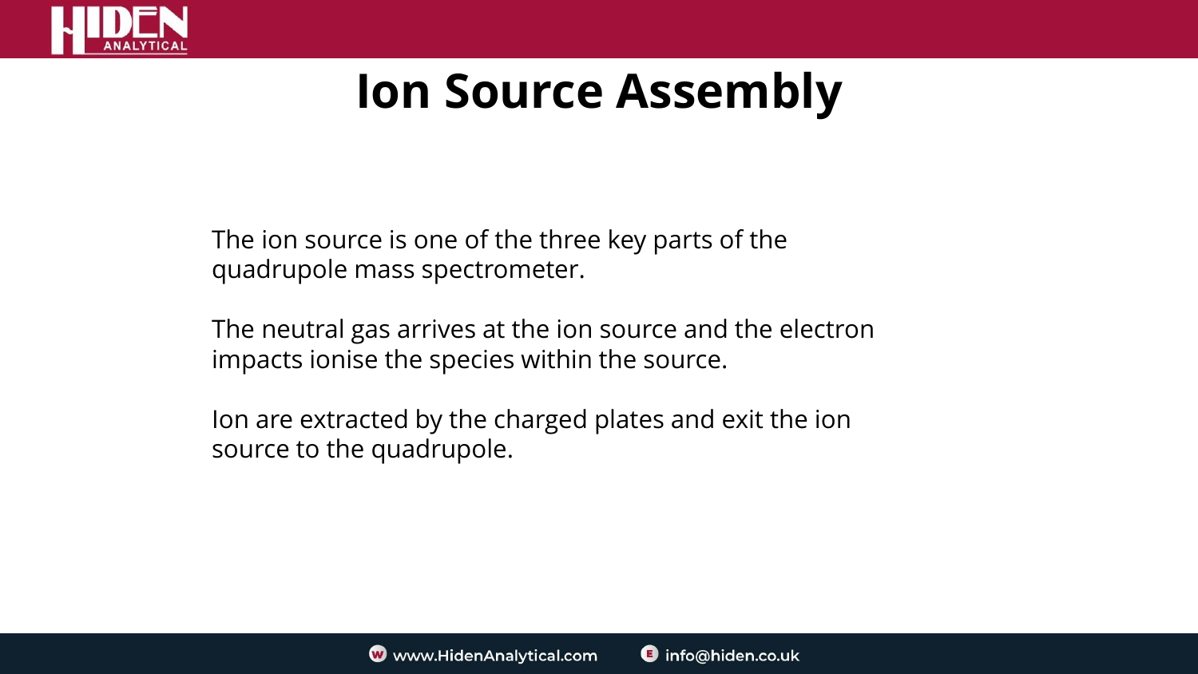# Ion Source Assembly

The ion source is one of the three key parts of the quadrupole mass spectrometer.

The neutral gas arrives at the ion source and the electron impacts ionise the species within the source.

Ion are extracted by the charged plates and exit the ion source to the quadrupole.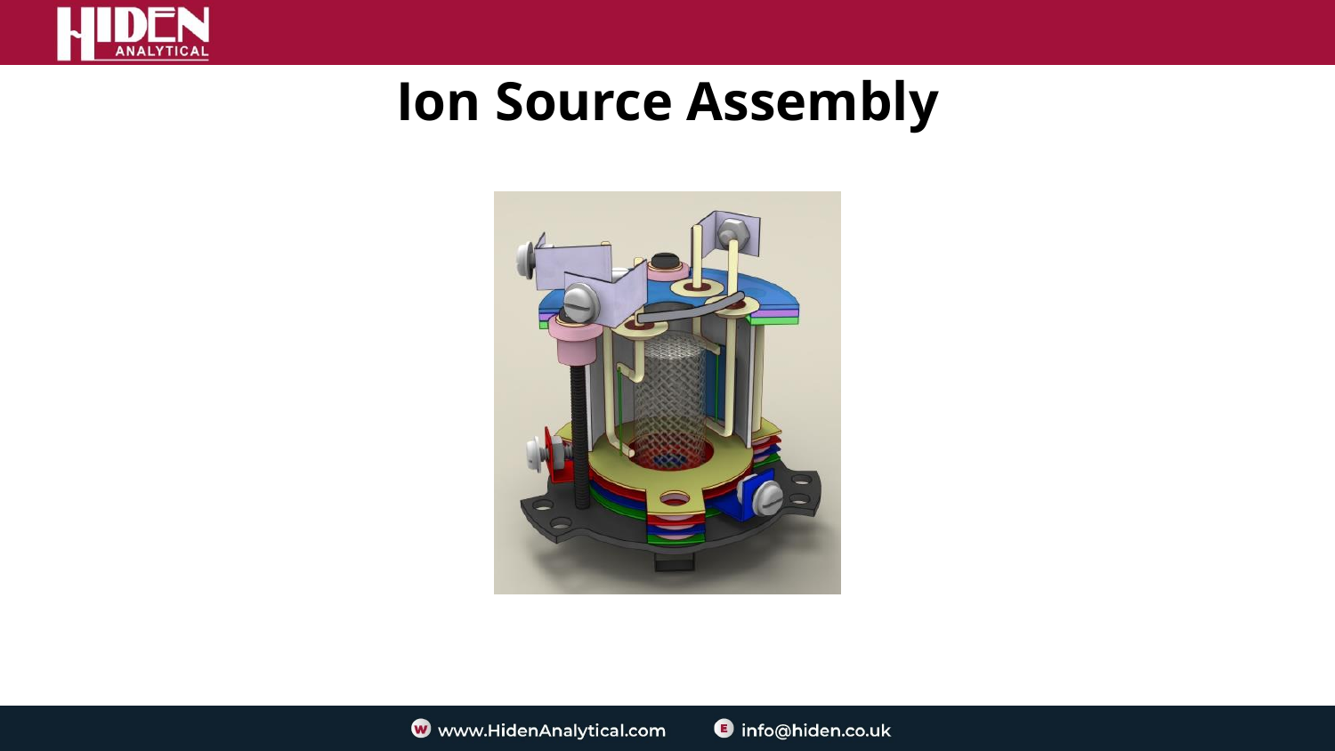# Ion Source Assembly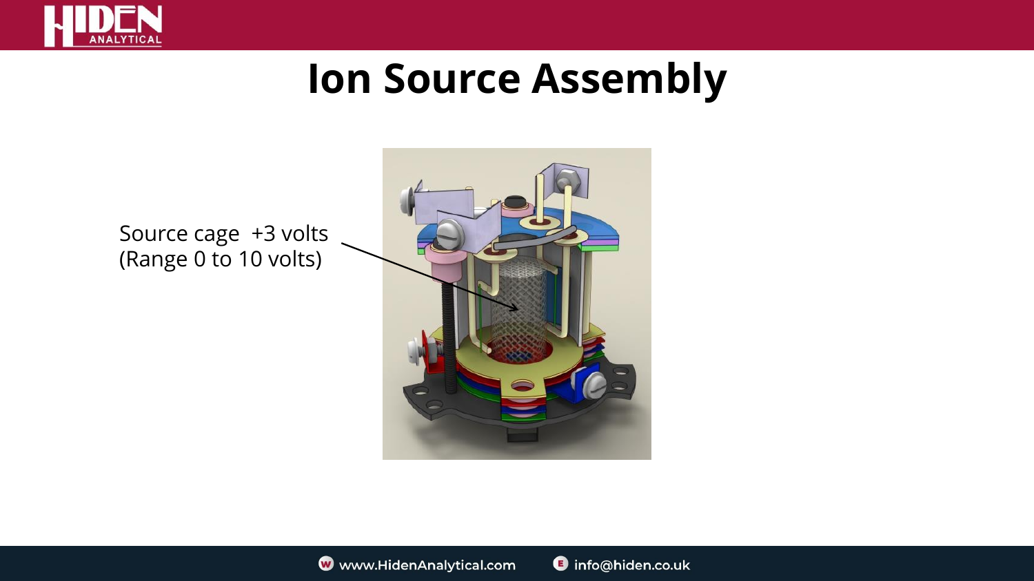# Ion Source Assembly

Source cage +3 volts
(Range 0 to 10 volts)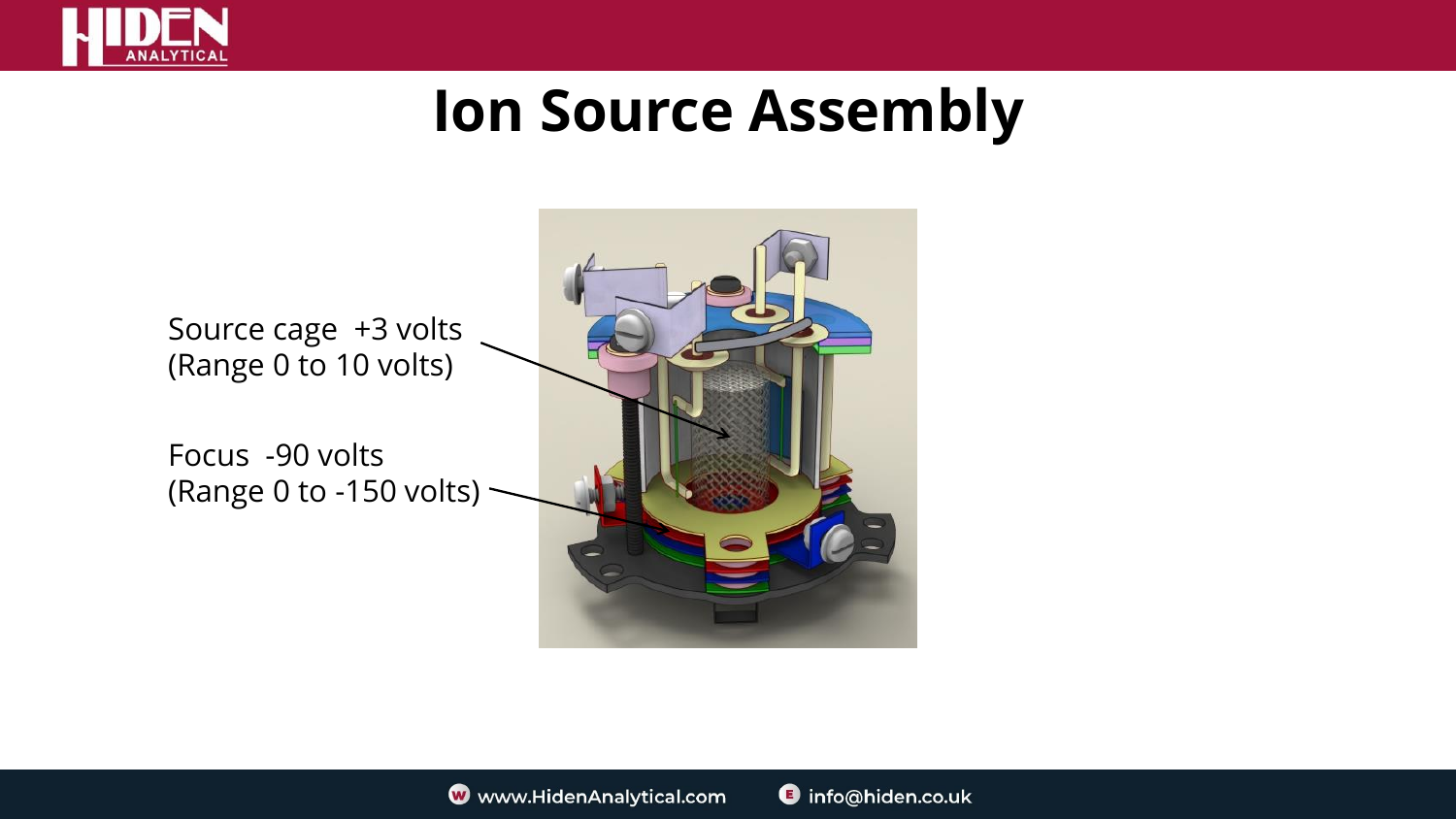# Ion Source Assembly

Source cage +3 volts
(Range 0 to 10 volts)

Focus -90 volts
(Range 0 to -150 volts)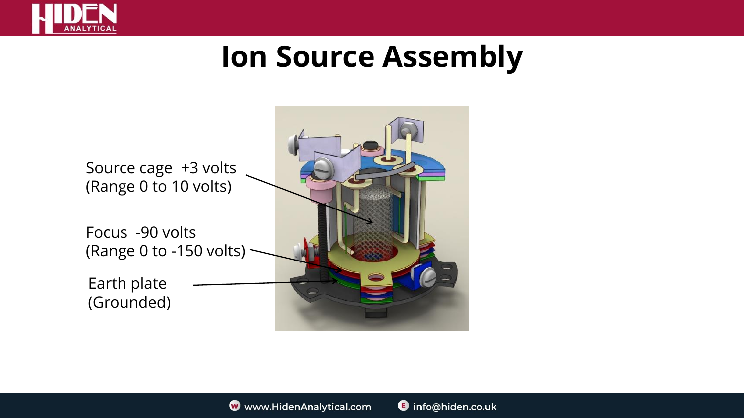# Ion Source Assembly

Source cage +3 volts
(Range 0 to 10 volts)

Focus -90 volts
(Range 0 to -150 volts)

Earth plate
(Grounded)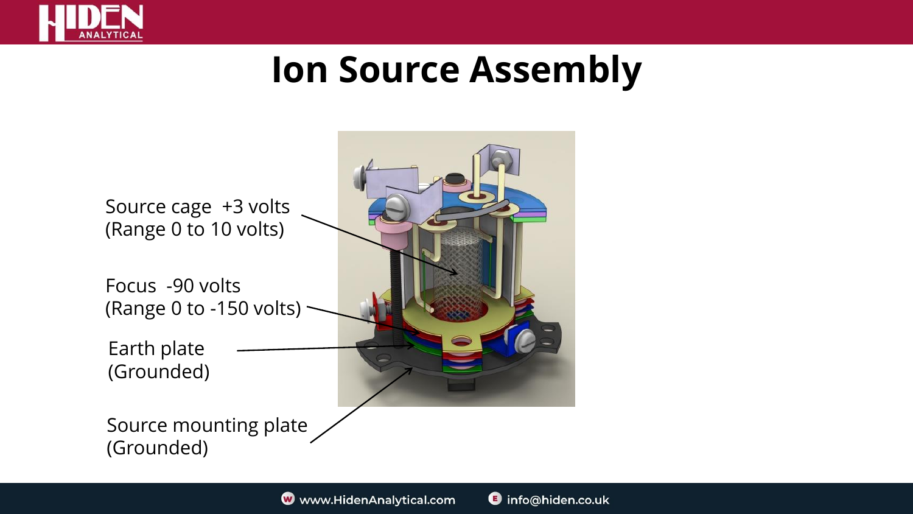# Ion Source Assembly

Source cage +3 volts
(Range 0 to 10 volts)

Focus -90 volts
(Range 0 to -150 volts)

Earth plate
(Grounded)

Source mounting plate
(Grounded)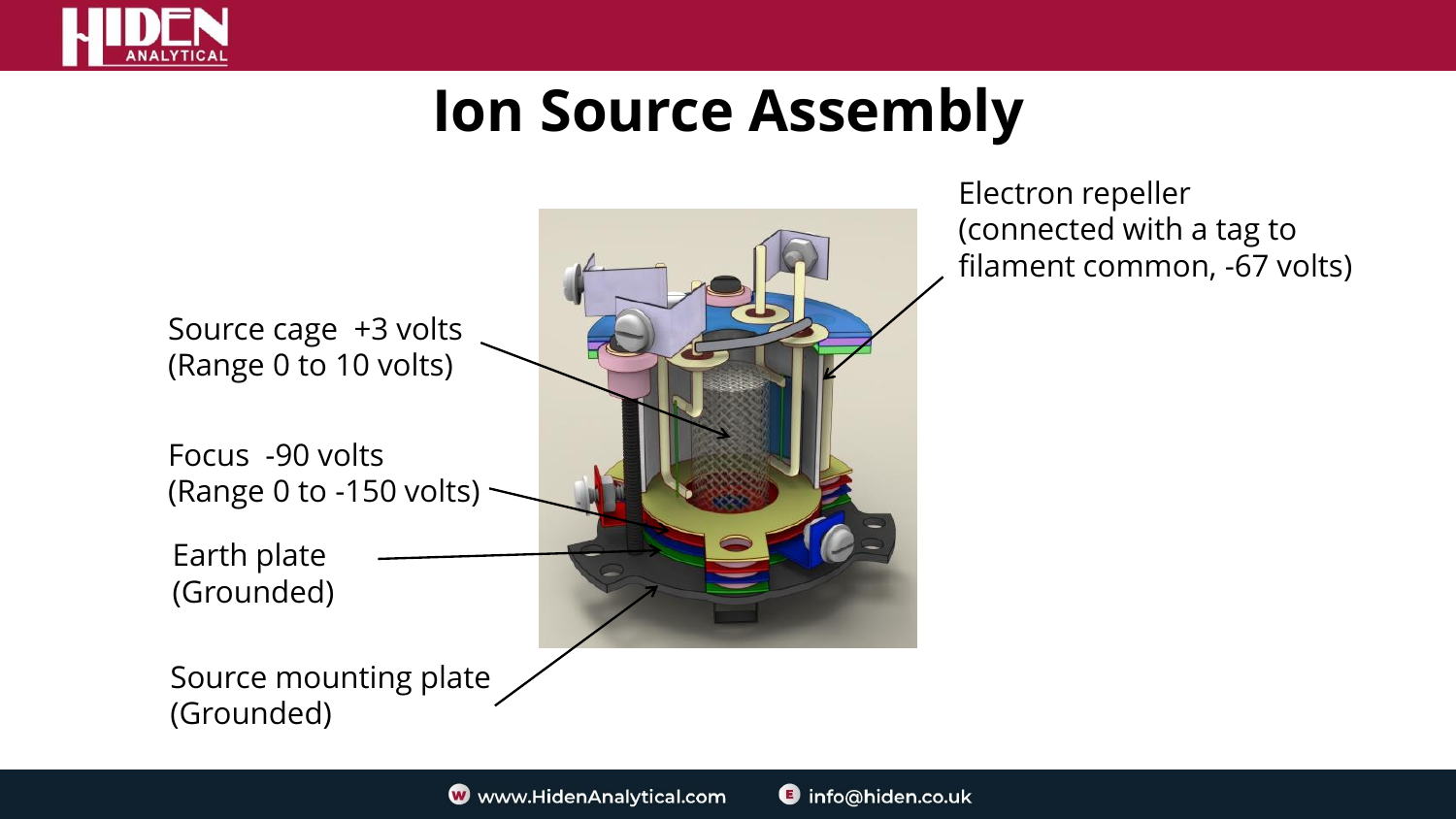# Ion Source Assembly

Source cage +3 volts
(Range 0 to 10 volts)

Focus -90 volts
(Range 0 to -150 volts)

Earth plate
(Grounded)

Source mounting plate
(Grounded)

Electron repeller
(connected with a tag to filament common, -67 volts)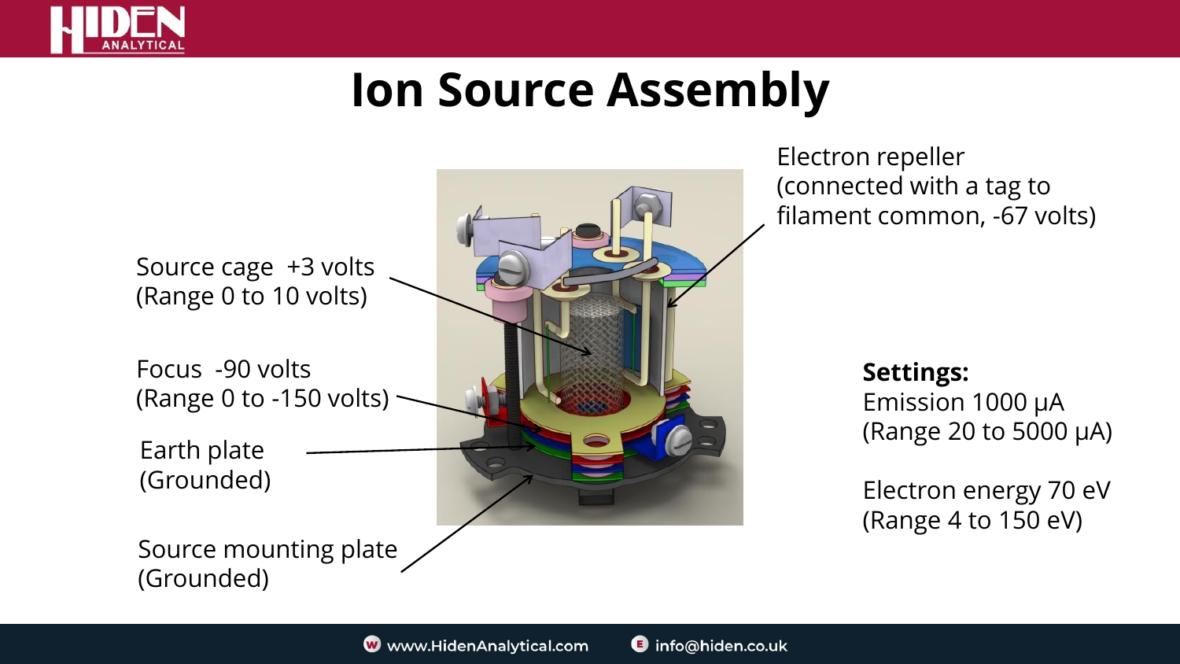# Ion Source Assembly

Source cage +3 volts
(Range 0 to 10 volts)

Focus -90 volts
(Range 0 to -150 volts)

Earth plate
(Grounded)

Source mounting plate
(Grounded)

Electron repeller
(connected with a tag to filament common, -67 volts)

**Settings:**
Emission 1000 μA
(Range 20 to 5000 μA)

Electron energy 70 eV
(Range 4 to 150 eV)